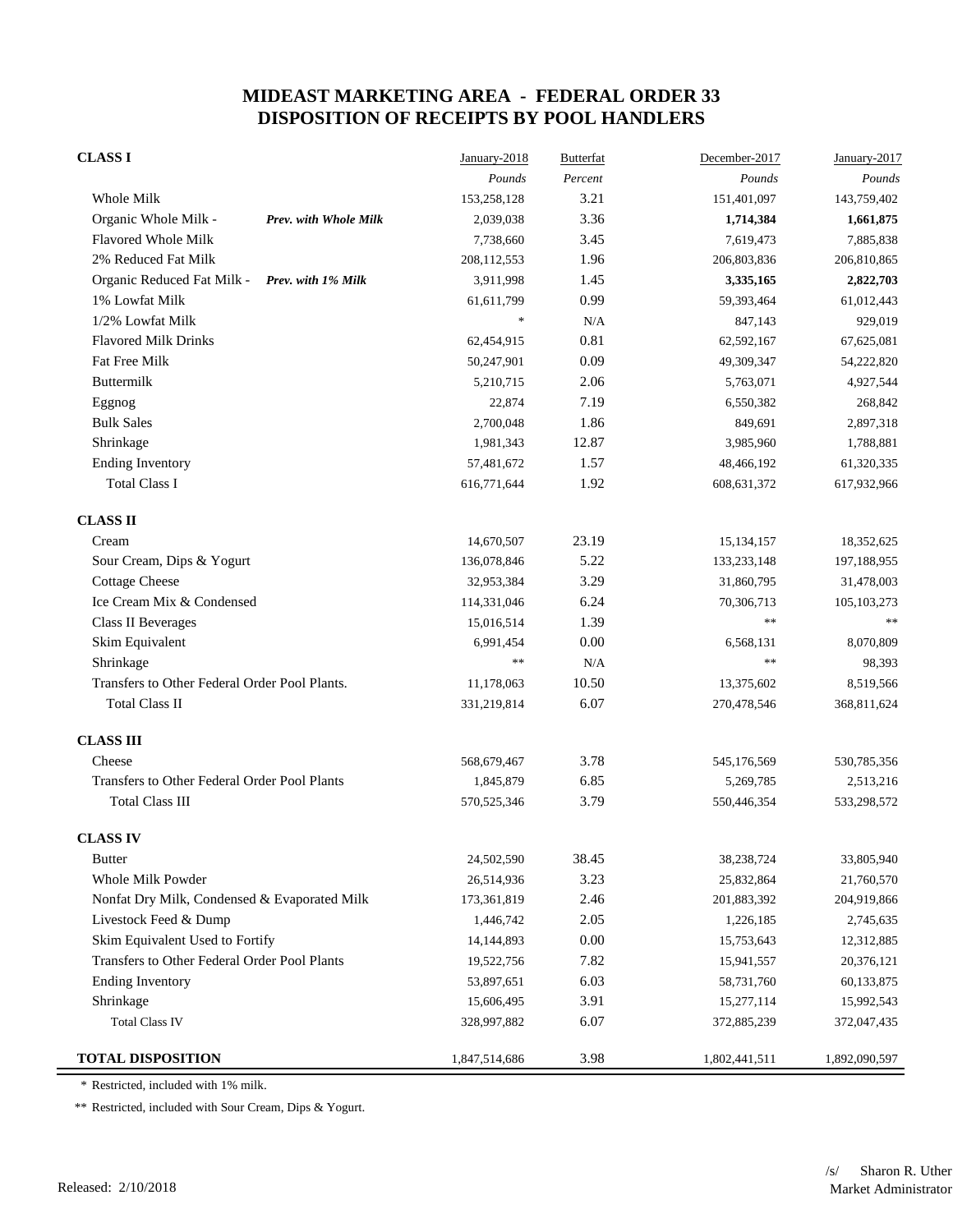# MIDEAST MARKETING AREA - FEDERAL ORDER 33
# DISPOSITION OF RECEIPTS BY POOL HANDLERS

| | January-2018 | Butterfat | December-2017 | January-2017 |
|---|---|---|---|---|
| **CLASS I** | *Pounds* | *Percent* | *Pounds* | *Pounds* |
| Whole Milk | 153,258,128 | 3.21 | 151,401,097 | 143,759,402 |
| Organic Whole Milk - ***Prev. with Whole Milk*** | 2,039,038 | 3.36 | **1,714,384** | **1,661,875** |
| Flavored Whole Milk | 7,738,660 | 3.45 | 7,619,473 | 7,885,838 |
| 2% Reduced Fat Milk | 208,112,553 | 1.96 | 206,803,836 | 206,810,865 |
| Organic Reduced Fat Milk - ***Prev. with 1% Milk*** | 3,911,998 | 1.45 | **3,335,165** | **2,822,703** |
| 1% Lowfat Milk | 61,611,799 | 0.99 | 59,393,464 | 61,012,443 |
| 1/2% Lowfat Milk | * | N/A | 847,143 | 929,019 |
| Flavored Milk Drinks | 62,454,915 | 0.81 | 62,592,167 | 67,625,081 |
| Fat Free Milk | 50,247,901 | 0.09 | 49,309,347 | 54,222,820 |
| Buttermilk | 5,210,715 | 2.06 | 5,763,071 | 4,927,544 |
| Eggnog | 22,874 | 7.19 | 6,550,382 | 268,842 |
| Bulk Sales | 2,700,048 | 1.86 | 849,691 | 2,897,318 |
| Shrinkage | 1,981,343 | 12.87 | 3,985,960 | 1,788,881 |
| Ending Inventory | 57,481,672 | 1.57 | 48,466,192 | 61,320,335 |
| Total Class I | 616,771,644 | 1.92 | 608,631,372 | 617,932,966 |
| **CLASS II** | | | | |
| Cream | 14,670,507 | 23.19 | 15,134,157 | 18,352,625 |
| Sour Cream, Dips & Yogurt | 136,078,846 | 5.22 | 133,233,148 | 197,188,955 |
| Cottage Cheese | 32,953,384 | 3.29 | 31,860,795 | 31,478,003 |
| Ice Cream Mix & Condensed | 114,331,046 | 6.24 | 70,306,713 | 105,103,273 |
| Class II Beverages | 15,016,514 | 1.39 | ** | ** |
| Skim Equivalent | 6,991,454 | 0.00 | 6,568,131 | 8,070,809 |
| Shrinkage | ** | N/A | ** | 98,393 |
| Transfers to Other Federal Order Pool Plants. | 11,178,063 | 10.50 | 13,375,602 | 8,519,566 |
| Total Class II | 331,219,814 | 6.07 | 270,478,546 | 368,811,624 |
| **CLASS III** | | | | |
| Cheese | 568,679,467 | 3.78 | 545,176,569 | 530,785,356 |
| Transfers to Other Federal Order Pool Plants | 1,845,879 | 6.85 | 5,269,785 | 2,513,216 |
| Total Class III | 570,525,346 | 3.79 | 550,446,354 | 533,298,572 |
| **CLASS IV** | | | | |
| Butter | 24,502,590 | 38.45 | 38,238,724 | 33,805,940 |
| Whole Milk Powder | 26,514,936 | 3.23 | 25,832,864 | 21,760,570 |
| Nonfat Dry Milk, Condensed & Evaporated Milk | 173,361,819 | 2.46 | 201,883,392 | 204,919,866 |
| Livestock Feed & Dump | 1,446,742 | 2.05 | 1,226,185 | 2,745,635 |
| Skim Equivalent Used to Fortify | 14,144,893 | 0.00 | 15,753,643 | 12,312,885 |
| Transfers to Other Federal Order Pool Plants | 19,522,756 | 7.82 | 15,941,557 | 20,376,121 |
| Ending Inventory | 53,897,651 | 6.03 | 58,731,760 | 60,133,875 |
| Shrinkage | 15,606,495 | 3.91 | 15,277,114 | 15,992,543 |
| Total Class IV | 328,997,882 | 6.07 | 372,885,239 | 372,047,435 |
| **TOTAL DISPOSITION** | 1,847,514,686 | 3.98 | 1,802,441,511 | 1,892,090,597 |

\* Restricted, included with 1% milk.

** Restricted, included with Sour Cream, Dips & Yogurt.

Released: 2/10/2018

/s/ Sharon R. Uther
Market Administrator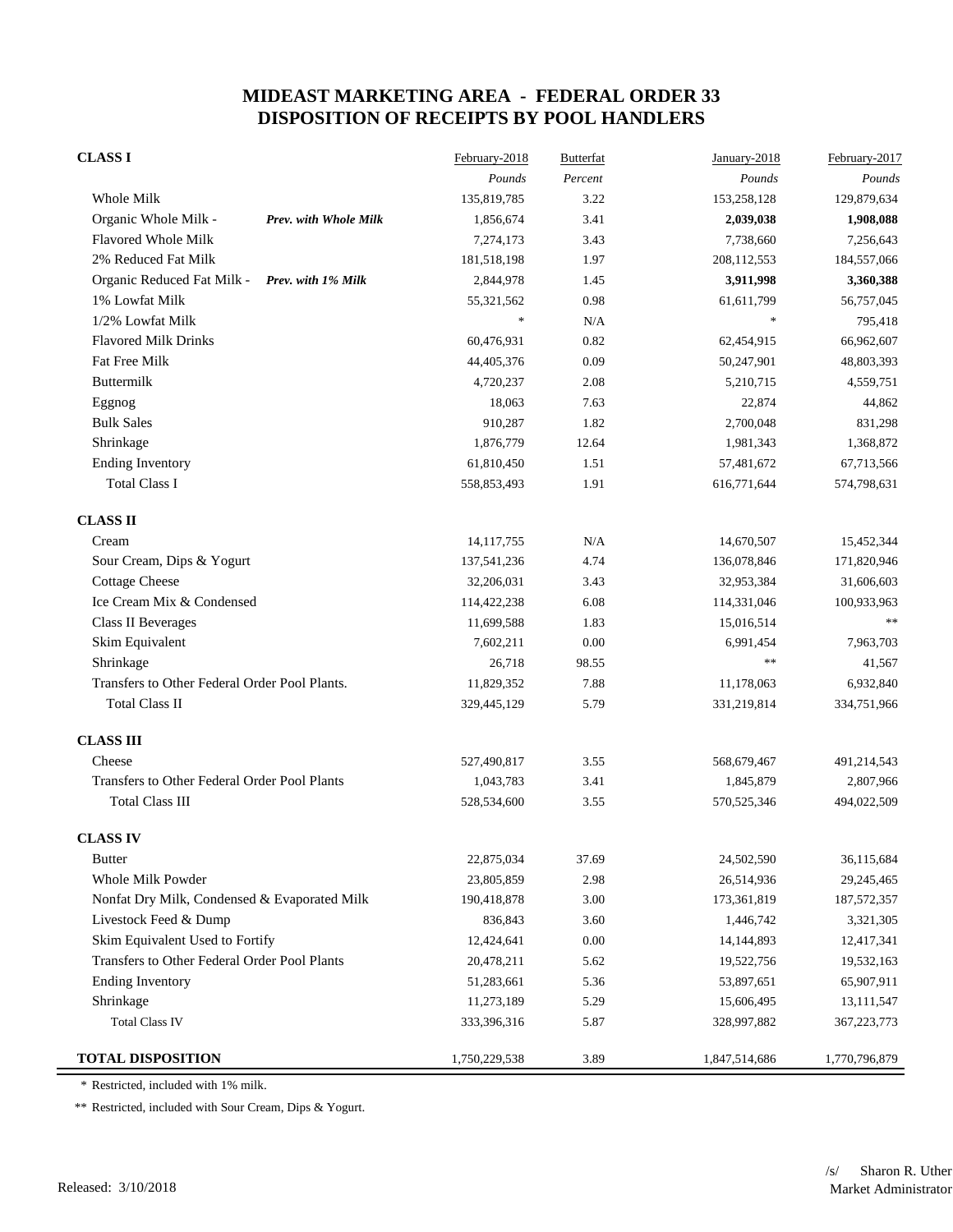# MIDEAST MARKETING AREA - FEDERAL ORDER 33
# DISPOSITION OF RECEIPTS BY POOL HANDLERS

| CLASS I | | February-2018 | Butterfat | January-2018 | February-2017 |
|---|---|---|---|---|---|
| | | *Pounds* | *Percent* | *Pounds* | *Pounds* |
| Whole Milk | | 135,819,785 | 3.22 | 153,258,128 | 129,879,634 |
| Organic Whole Milk - | ***Prev. with Whole Milk*** | 1,856,674 | 3.41 | **2,039,038** | **1,908,088** |
| Flavored Whole Milk | | 7,274,173 | 3.43 | 7,738,660 | 7,256,643 |
| 2% Reduced Fat Milk | | 181,518,198 | 1.97 | 208,112,553 | 184,557,066 |
| Organic Reduced Fat Milk - | ***Prev. with 1% Milk*** | 2,844,978 | 1.45 | **3,911,998** | **3,360,388** |
| 1% Lowfat Milk | | 55,321,562 | 0.98 | 61,611,799 | 56,757,045 |
| 1/2% Lowfat Milk | | * | N/A | * | 795,418 |
| Flavored Milk Drinks | | 60,476,931 | 0.82 | 62,454,915 | 66,962,607 |
| Fat Free Milk | | 44,405,376 | 0.09 | 50,247,901 | 48,803,393 |
| Buttermilk | | 4,720,237 | 2.08 | 5,210,715 | 4,559,751 |
| Eggnog | | 18,063 | 7.63 | 22,874 | 44,862 |
| Bulk Sales | | 910,287 | 1.82 | 2,700,048 | 831,298 |
| Shrinkage | | 1,876,779 | 12.64 | 1,981,343 | 1,368,872 |
| Ending Inventory | | 61,810,450 | 1.51 | 57,481,672 | 67,713,566 |
| Total Class I | | 558,853,493 | 1.91 | 616,771,644 | 574,798,631 |
| **CLASS II** | | | | | |
| Cream | | 14,117,755 | N/A | 14,670,507 | 15,452,344 |
| Sour Cream, Dips & Yogurt | | 137,541,236 | 4.74 | 136,078,846 | 171,820,946 |
| Cottage Cheese | | 32,206,031 | 3.43 | 32,953,384 | 31,606,603 |
| Ice Cream Mix & Condensed | | 114,422,238 | 6.08 | 114,331,046 | 100,933,963 |
| Class II Beverages | | 11,699,588 | 1.83 | 15,016,514 | ** |
| Skim Equivalent | | 7,602,211 | 0.00 | 6,991,454 | 7,963,703 |
| Shrinkage | | 26,718 | 98.55 | ** | 41,567 |
| Transfers to Other Federal Order Pool Plants. | | 11,829,352 | 7.88 | 11,178,063 | 6,932,840 |
| Total Class II | | 329,445,129 | 5.79 | 331,219,814 | 334,751,966 |
| **CLASS III** | | | | | |
| Cheese | | 527,490,817 | 3.55 | 568,679,467 | 491,214,543 |
| Transfers to Other Federal Order Pool Plants | | 1,043,783 | 3.41 | 1,845,879 | 2,807,966 |
| Total Class III | | 528,534,600 | 3.55 | 570,525,346 | 494,022,509 |
| **CLASS IV** | | | | | |
| Butter | | 22,875,034 | 37.69 | 24,502,590 | 36,115,684 |
| Whole Milk Powder | | 23,805,859 | 2.98 | 26,514,936 | 29,245,465 |
| Nonfat Dry Milk, Condensed & Evaporated Milk | | 190,418,878 | 3.00 | 173,361,819 | 187,572,357 |
| Livestock Feed & Dump | | 836,843 | 3.60 | 1,446,742 | 3,321,305 |
| Skim Equivalent Used to Fortify | | 12,424,641 | 0.00 | 14,144,893 | 12,417,341 |
| Transfers to Other Federal Order Pool Plants | | 20,478,211 | 5.62 | 19,522,756 | 19,532,163 |
| Ending Inventory | | 51,283,661 | 5.36 | 53,897,651 | 65,907,911 |
| Shrinkage | | 11,273,189 | 5.29 | 15,606,495 | 13,111,547 |
| Total Class IV | | 333,396,316 | 5.87 | 328,997,882 | 367,223,773 |
| **TOTAL DISPOSITION** | | 1,750,229,538 | 3.89 | 1,847,514,686 | 1,770,796,879 |

\* Restricted, included with 1% milk.

** Restricted, included with Sour Cream, Dips & Yogurt.

Released: 3/10/2018

/s/ Sharon R. Uther
Market Administrator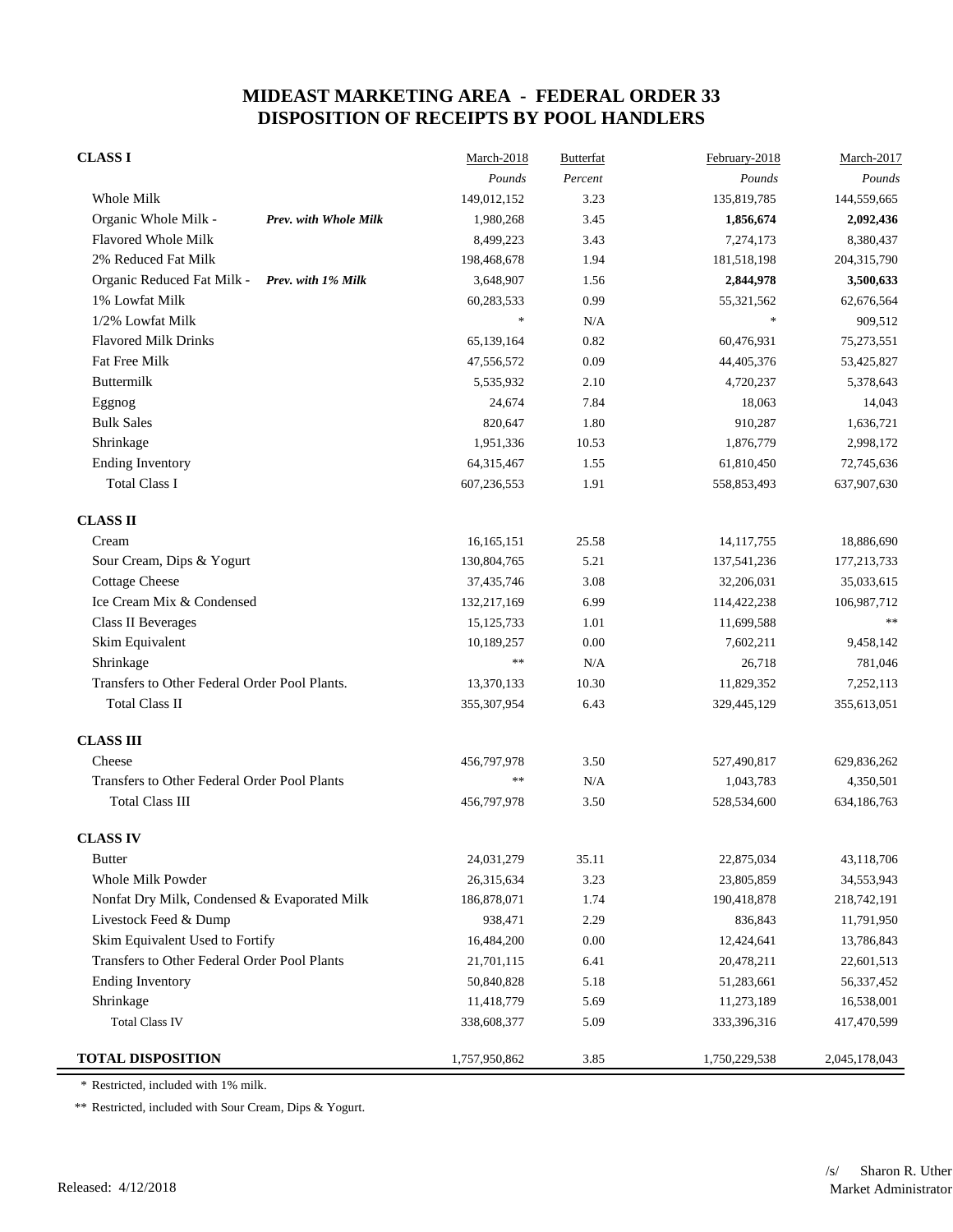# MIDEAST MARKETING AREA - FEDERAL ORDER 33
## DISPOSITION OF RECEIPTS BY POOL HANDLERS

| | March-2018 | Butterfat | February-2018 | March-2017 |
|---|---|---|---|---|
| **CLASS I** | *Pounds* | *Percent* | *Pounds* | *Pounds* |
| Whole Milk | 149,012,152 | 3.23 | 135,819,785 | 144,559,665 |
| Organic Whole Milk - ***Prev. with Whole Milk*** | 1,980,268 | 3.45 | **1,856,674** | **2,092,436** |
| Flavored Whole Milk | 8,499,223 | 3.43 | 7,274,173 | 8,380,437 |
| 2% Reduced Fat Milk | 198,468,678 | 1.94 | 181,518,198 | 204,315,790 |
| Organic Reduced Fat Milk - ***Prev. with 1% Milk*** | 3,648,907 | 1.56 | **2,844,978** | **3,500,633** |
| 1% Lowfat Milk | 60,283,533 | 0.99 | 55,321,562 | 62,676,564 |
| 1/2% Lowfat Milk | * | N/A | * | 909,512 |
| Flavored Milk Drinks | 65,139,164 | 0.82 | 60,476,931 | 75,273,551 |
| Fat Free Milk | 47,556,572 | 0.09 | 44,405,376 | 53,425,827 |
| Buttermilk | 5,535,932 | 2.10 | 4,720,237 | 5,378,643 |
| Eggnog | 24,674 | 7.84 | 18,063 | 14,043 |
| Bulk Sales | 820,647 | 1.80 | 910,287 | 1,636,721 |
| Shrinkage | 1,951,336 | 10.53 | 1,876,779 | 2,998,172 |
| Ending Inventory | 64,315,467 | 1.55 | 61,810,450 | 72,745,636 |
| Total Class I | 607,236,553 | 1.91 | 558,853,493 | 637,907,630 |
| **CLASS II** | | | | |
| Cream | 16,165,151 | 25.58 | 14,117,755 | 18,886,690 |
| Sour Cream, Dips & Yogurt | 130,804,765 | 5.21 | 137,541,236 | 177,213,733 |
| Cottage Cheese | 37,435,746 | 3.08 | 32,206,031 | 35,033,615 |
| Ice Cream Mix & Condensed | 132,217,169 | 6.99 | 114,422,238 | 106,987,712 |
| Class II Beverages | 15,125,733 | 1.01 | 11,699,588 | ** |
| Skim Equivalent | 10,189,257 | 0.00 | 7,602,211 | 9,458,142 |
| Shrinkage | ** | N/A | 26,718 | 781,046 |
| Transfers to Other Federal Order Pool Plants. | 13,370,133 | 10.30 | 11,829,352 | 7,252,113 |
| Total Class II | 355,307,954 | 6.43 | 329,445,129 | 355,613,051 |
| **CLASS III** | | | | |
| Cheese | 456,797,978 | 3.50 | 527,490,817 | 629,836,262 |
| Transfers to Other Federal Order Pool Plants | ** | N/A | 1,043,783 | 4,350,501 |
| Total Class III | 456,797,978 | 3.50 | 528,534,600 | 634,186,763 |
| **CLASS IV** | | | | |
| Butter | 24,031,279 | 35.11 | 22,875,034 | 43,118,706 |
| Whole Milk Powder | 26,315,634 | 3.23 | 23,805,859 | 34,553,943 |
| Nonfat Dry Milk, Condensed & Evaporated Milk | 186,878,071 | 1.74 | 190,418,878 | 218,742,191 |
| Livestock Feed & Dump | 938,471 | 2.29 | 836,843 | 11,791,950 |
| Skim Equivalent Used to Fortify | 16,484,200 | 0.00 | 12,424,641 | 13,786,843 |
| Transfers to Other Federal Order Pool Plants | 21,701,115 | 6.41 | 20,478,211 | 22,601,513 |
| Ending Inventory | 50,840,828 | 5.18 | 51,283,661 | 56,337,452 |
| Shrinkage | 11,418,779 | 5.69 | 11,273,189 | 16,538,001 |
| Total Class IV | 338,608,377 | 5.09 | 333,396,316 | 417,470,599 |
| **TOTAL DISPOSITION** | 1,757,950,862 | 3.85 | 1,750,229,538 | 2,045,178,043 |

\* Restricted, included with 1% milk.

** Restricted, included with Sour Cream, Dips & Yogurt.

Released: 4/12/2018

/s/ Sharon R. Uther
Market Administrator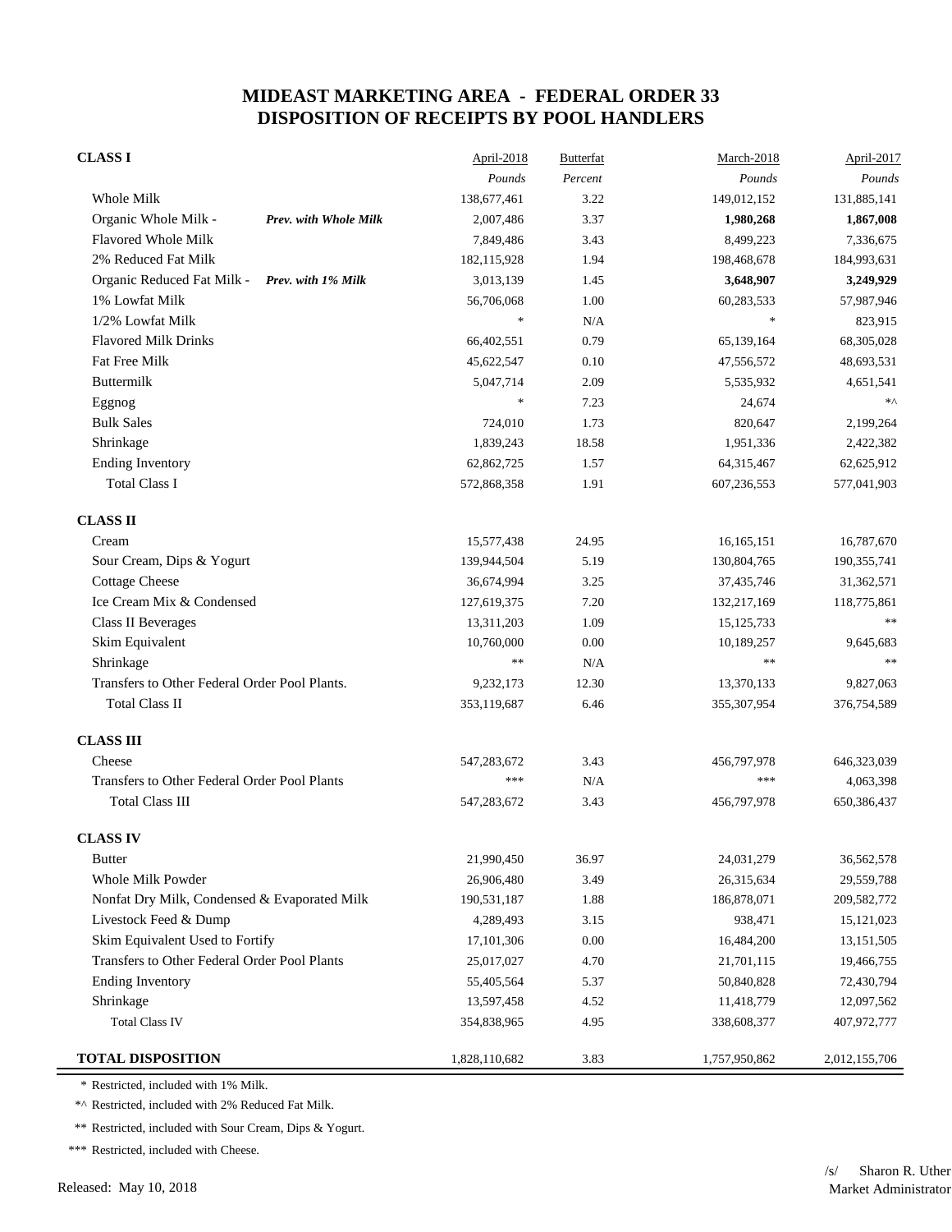# MIDEAST MARKETING AREA - FEDERAL ORDER 33
## DISPOSITION OF RECEIPTS BY POOL HANDLERS

| | April-2018 | Butterfat | March-2018 | April-2017 |
|---|---|---|---|---|
| | *Pounds* | *Percent* | *Pounds* | *Pounds* |
| **CLASS I** | | | | |
| Whole Milk | 138,677,461 | 3.22 | 149,012,152 | 131,885,141 |
| Organic Whole Milk - ***Prev. with Whole Milk*** | 2,007,486 | 3.37 | **1,980,268** | **1,867,008** |
| Flavored Whole Milk | 7,849,486 | 3.43 | 8,499,223 | 7,336,675 |
| 2% Reduced Fat Milk | 182,115,928 | 1.94 | 198,468,678 | 184,993,631 |
| Organic Reduced Fat Milk - ***Prev. with 1% Milk*** | 3,013,139 | 1.45 | **3,648,907** | **3,249,929** |
| 1% Lowfat Milk | 56,706,068 | 1.00 | 60,283,533 | 57,987,946 |
| 1/2% Lowfat Milk | * | N/A | * | 823,915 |
| Flavored Milk Drinks | 66,402,551 | 0.79 | 65,139,164 | 68,305,028 |
| Fat Free Milk | 45,622,547 | 0.10 | 47,556,572 | 48,693,531 |
| Buttermilk | 5,047,714 | 2.09 | 5,535,932 | 4,651,541 |
| Eggnog | * | 7.23 | 24,674 | *^ |
| Bulk Sales | 724,010 | 1.73 | 820,647 | 2,199,264 |
| Shrinkage | 1,839,243 | 18.58 | 1,951,336 | 2,422,382 |
| Ending Inventory | 62,862,725 | 1.57 | 64,315,467 | 62,625,912 |
| Total Class I | 572,868,358 | 1.91 | 607,236,553 | 577,041,903 |
| **CLASS II** | | | | |
| Cream | 15,577,438 | 24.95 | 16,165,151 | 16,787,670 |
| Sour Cream, Dips & Yogurt | 139,944,504 | 5.19 | 130,804,765 | 190,355,741 |
| Cottage Cheese | 36,674,994 | 3.25 | 37,435,746 | 31,362,571 |
| Ice Cream Mix & Condensed | 127,619,375 | 7.20 | 132,217,169 | 118,775,861 |
| Class II Beverages | 13,311,203 | 1.09 | 15,125,733 | ** |
| Skim Equivalent | 10,760,000 | 0.00 | 10,189,257 | 9,645,683 |
| Shrinkage | ** | N/A | ** | ** |
| Transfers to Other Federal Order Pool Plants. | 9,232,173 | 12.30 | 13,370,133 | 9,827,063 |
| Total Class II | 353,119,687 | 6.46 | 355,307,954 | 376,754,589 |
| **CLASS III** | | | | |
| Cheese | 547,283,672 | 3.43 | 456,797,978 | 646,323,039 |
| Transfers to Other Federal Order Pool Plants | *** | N/A | *** | 4,063,398 |
| Total Class III | 547,283,672 | 3.43 | 456,797,978 | 650,386,437 |
| **CLASS IV** | | | | |
| Butter | 21,990,450 | 36.97 | 24,031,279 | 36,562,578 |
| Whole Milk Powder | 26,906,480 | 3.49 | 26,315,634 | 29,559,788 |
| Nonfat Dry Milk, Condensed & Evaporated Milk | 190,531,187 | 1.88 | 186,878,071 | 209,582,772 |
| Livestock Feed & Dump | 4,289,493 | 3.15 | 938,471 | 15,121,023 |
| Skim Equivalent Used to Fortify | 17,101,306 | 0.00 | 16,484,200 | 13,151,505 |
| Transfers to Other Federal Order Pool Plants | 25,017,027 | 4.70 | 21,701,115 | 19,466,755 |
| Ending Inventory | 55,405,564 | 5.37 | 50,840,828 | 72,430,794 |
| Shrinkage | 13,597,458 | 4.52 | 11,418,779 | 12,097,562 |
| Total Class IV | 354,838,965 | 4.95 | 338,608,377 | 407,972,777 |
| **TOTAL DISPOSITION** | 1,828,110,682 | 3.83 | 1,757,950,862 | 2,012,155,706 |

\* Restricted, included with 1% Milk.

*^ Restricted, included with 2% Reduced Fat Milk.

** Restricted, included with Sour Cream, Dips & Yogurt.

*** Restricted, included with Cheese.

Released: May 10, 2018

/s/ Sharon R. Uther
Market Administrator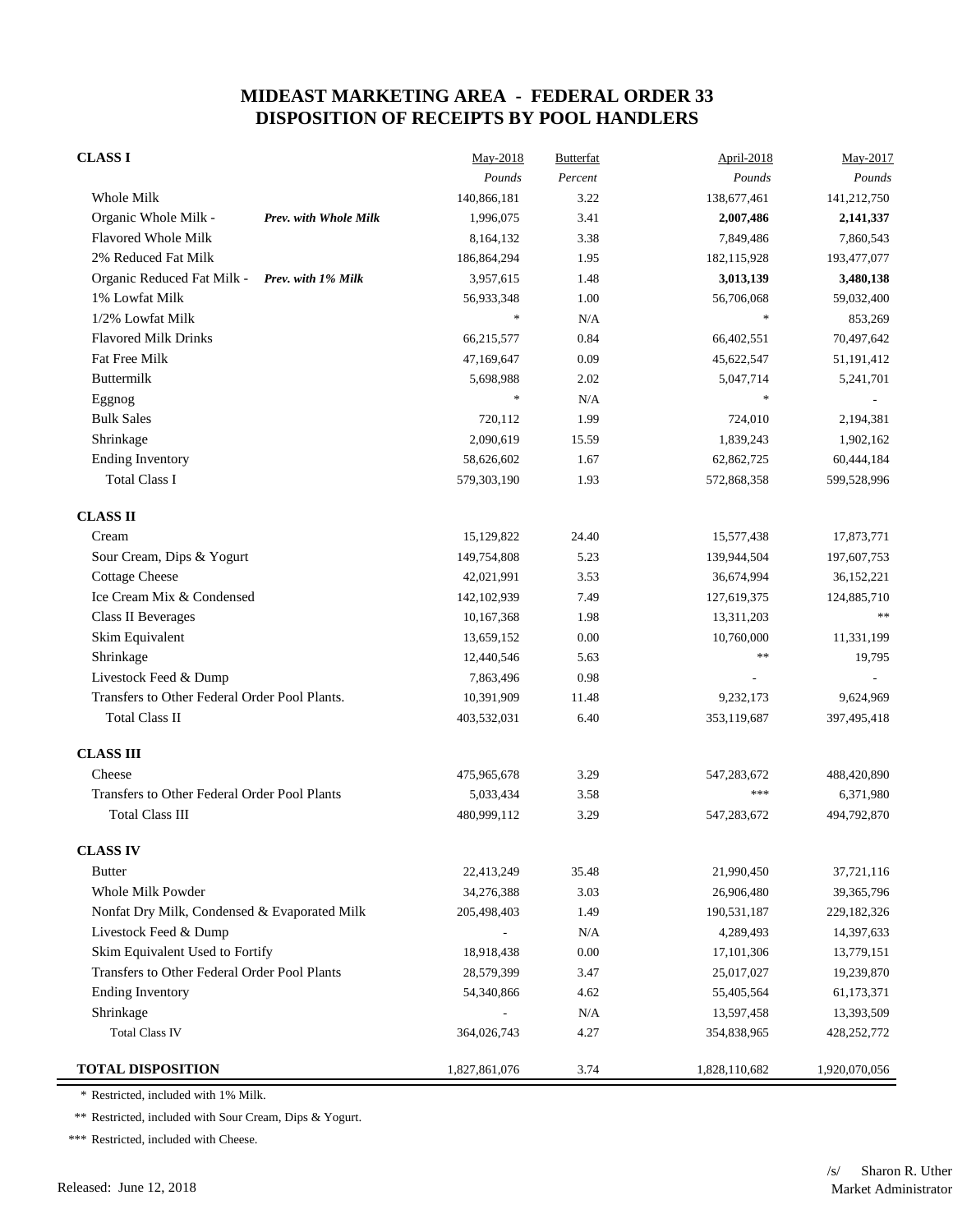# MIDEAST MARKETING AREA - FEDERAL ORDER 33
# DISPOSITION OF RECEIPTS BY POOL HANDLERS

| CLASS I | | May-2018 | Butterfat | April-2018 | May-2017 |
|---|---|---|---|---|---|
| | | *Pounds* | *Percent* | *Pounds* | *Pounds* |
| Whole Milk | | 140,866,181 | 3.22 | 138,677,461 | 141,212,750 |
| Organic Whole Milk - | ***Prev. with Whole Milk*** | 1,996,075 | 3.41 | **2,007,486** | **2,141,337** |
| Flavored Whole Milk | | 8,164,132 | 3.38 | 7,849,486 | 7,860,543 |
| 2% Reduced Fat Milk | | 186,864,294 | 1.95 | 182,115,928 | 193,477,077 |
| Organic Reduced Fat Milk - | ***Prev. with 1% Milk*** | 3,957,615 | 1.48 | **3,013,139** | **3,480,138** |
| 1% Lowfat Milk | | 56,933,348 | 1.00 | 56,706,068 | 59,032,400 |
| 1/2% Lowfat Milk | | * | N/A | * | 853,269 |
| Flavored Milk Drinks | | 66,215,577 | 0.84 | 66,402,551 | 70,497,642 |
| Fat Free Milk | | 47,169,647 | 0.09 | 45,622,547 | 51,191,412 |
| Buttermilk | | 5,698,988 | 2.02 | 5,047,714 | 5,241,701 |
| Eggnog | | * | N/A | * | - |
| Bulk Sales | | 720,112 | 1.99 | 724,010 | 2,194,381 |
| Shrinkage | | 2,090,619 | 15.59 | 1,839,243 | 1,902,162 |
| Ending Inventory | | 58,626,602 | 1.67 | 62,862,725 | 60,444,184 |
| Total Class I | | 579,303,190 | 1.93 | 572,868,358 | 599,528,996 |
| **CLASS II** | | | | | |
| Cream | | 15,129,822 | 24.40 | 15,577,438 | 17,873,771 |
| Sour Cream, Dips & Yogurt | | 149,754,808 | 5.23 | 139,944,504 | 197,607,753 |
| Cottage Cheese | | 42,021,991 | 3.53 | 36,674,994 | 36,152,221 |
| Ice Cream Mix & Condensed | | 142,102,939 | 7.49 | 127,619,375 | 124,885,710 |
| Class II Beverages | | 10,167,368 | 1.98 | 13,311,203 | ** |
| Skim Equivalent | | 13,659,152 | 0.00 | 10,760,000 | 11,331,199 |
| Shrinkage | | 12,440,546 | 5.63 | ** | 19,795 |
| Livestock Feed & Dump | | 7,863,496 | 0.98 | - | - |
| Transfers to Other Federal Order Pool Plants. | | 10,391,909 | 11.48 | 9,232,173 | 9,624,969 |
| Total Class II | | 403,532,031 | 6.40 | 353,119,687 | 397,495,418 |
| **CLASS III** | | | | | |
| Cheese | | 475,965,678 | 3.29 | 547,283,672 | 488,420,890 |
| Transfers to Other Federal Order Pool Plants | | 5,033,434 | 3.58 | *** | 6,371,980 |
| Total Class III | | 480,999,112 | 3.29 | 547,283,672 | 494,792,870 |
| **CLASS IV** | | | | | |
| Butter | | 22,413,249 | 35.48 | 21,990,450 | 37,721,116 |
| Whole Milk Powder | | 34,276,388 | 3.03 | 26,906,480 | 39,365,796 |
| Nonfat Dry Milk, Condensed & Evaporated Milk | | 205,498,403 | 1.49 | 190,531,187 | 229,182,326 |
| Livestock Feed & Dump | | - | N/A | 4,289,493 | 14,397,633 |
| Skim Equivalent Used to Fortify | | 18,918,438 | 0.00 | 17,101,306 | 13,779,151 |
| Transfers to Other Federal Order Pool Plants | | 28,579,399 | 3.47 | 25,017,027 | 19,239,870 |
| Ending Inventory | | 54,340,866 | 4.62 | 55,405,564 | 61,173,371 |
| Shrinkage | | - | N/A | 13,597,458 | 13,393,509 |
| Total Class IV | | 364,026,743 | 4.27 | 354,838,965 | 428,252,772 |
| **TOTAL DISPOSITION** | | 1,827,861,076 | 3.74 | 1,828,110,682 | 1,920,070,056 |

\* Restricted, included with 1% Milk.

** Restricted, included with Sour Cream, Dips & Yogurt.

*** Restricted, included with Cheese.

Released: June 12, 2018

/s/ Sharon R. Uther
Market Administrator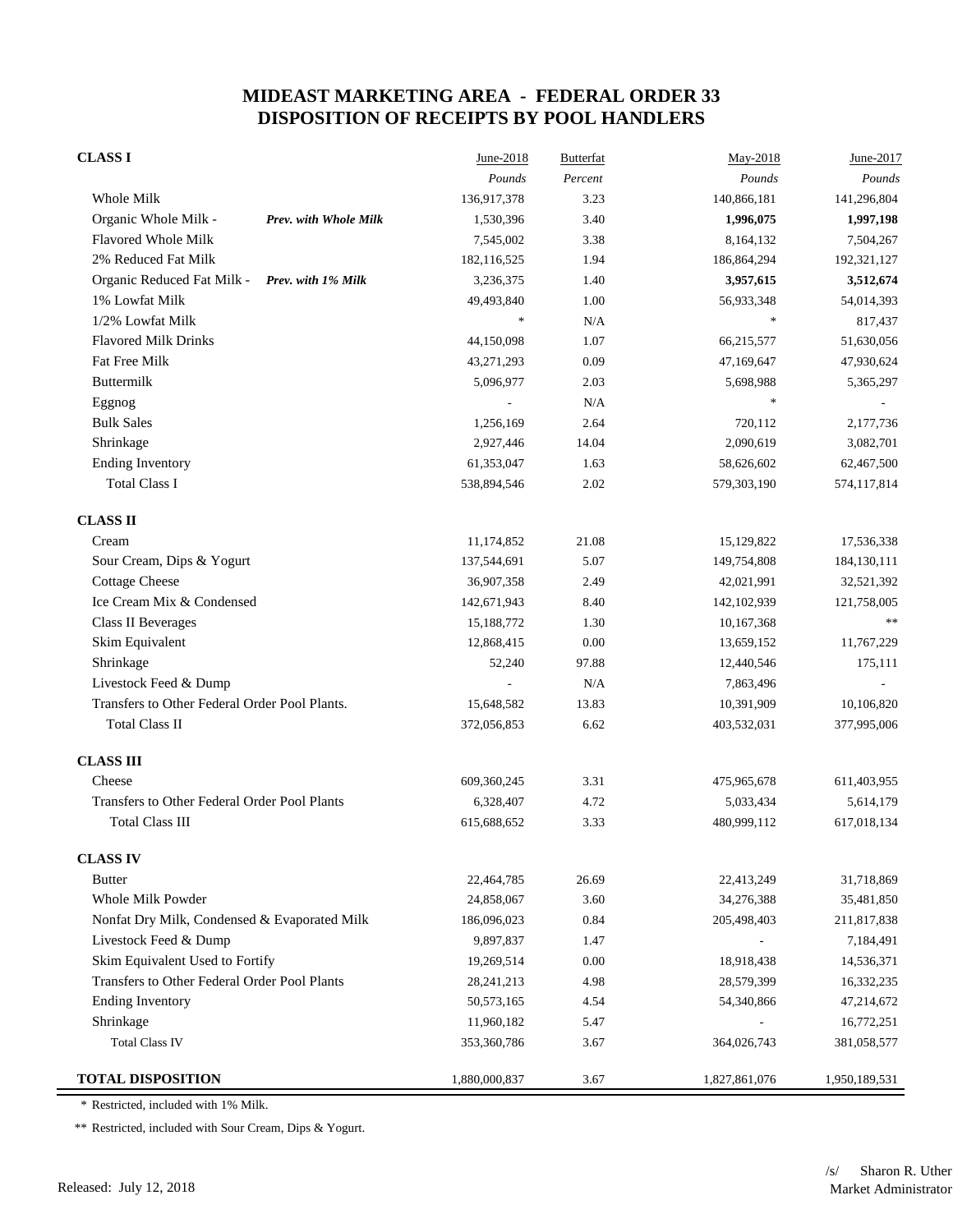# MIDEAST MARKETING AREA - FEDERAL ORDER 33
# DISPOSITION OF RECEIPTS BY POOL HANDLERS

| CLASS I | | June-2018 | Butterfat | May-2018 | June-2017 |
|---|---|---|---|---|---|
| | | *Pounds* | *Percent* | *Pounds* | *Pounds* |
| Whole Milk | | 136,917,378 | 3.23 | 140,866,181 | 141,296,804 |
| Organic Whole Milk - | ***Prev. with Whole Milk*** | 1,530,396 | 3.40 | **1,996,075** | **1,997,198** |
| Flavored Whole Milk | | 7,545,002 | 3.38 | 8,164,132 | 7,504,267 |
| 2% Reduced Fat Milk | | 182,116,525 | 1.94 | 186,864,294 | 192,321,127 |
| Organic Reduced Fat Milk - | ***Prev. with 1% Milk*** | 3,236,375 | 1.40 | **3,957,615** | **3,512,674** |
| 1% Lowfat Milk | | 49,493,840 | 1.00 | 56,933,348 | 54,014,393 |
| 1/2% Lowfat Milk | | * | N/A | * | 817,437 |
| Flavored Milk Drinks | | 44,150,098 | 1.07 | 66,215,577 | 51,630,056 |
| Fat Free Milk | | 43,271,293 | 0.09 | 47,169,647 | 47,930,624 |
| Buttermilk | | 5,096,977 | 2.03 | 5,698,988 | 5,365,297 |
| Eggnog | | - | N/A | * | - |
| Bulk Sales | | 1,256,169 | 2.64 | 720,112 | 2,177,736 |
| Shrinkage | | 2,927,446 | 14.04 | 2,090,619 | 3,082,701 |
| Ending Inventory | | 61,353,047 | 1.63 | 58,626,602 | 62,467,500 |
| Total Class I | | 538,894,546 | 2.02 | 579,303,190 | 574,117,814 |
| **CLASS II** | | | | | |
| Cream | | 11,174,852 | 21.08 | 15,129,822 | 17,536,338 |
| Sour Cream, Dips & Yogurt | | 137,544,691 | 5.07 | 149,754,808 | 184,130,111 |
| Cottage Cheese | | 36,907,358 | 2.49 | 42,021,991 | 32,521,392 |
| Ice Cream Mix & Condensed | | 142,671,943 | 8.40 | 142,102,939 | 121,758,005 |
| Class II Beverages | | 15,188,772 | 1.30 | 10,167,368 | ** |
| Skim Equivalent | | 12,868,415 | 0.00 | 13,659,152 | 11,767,229 |
| Shrinkage | | 52,240 | 97.88 | 12,440,546 | 175,111 |
| Livestock Feed & Dump | | - | N/A | 7,863,496 | - |
| Transfers to Other Federal Order Pool Plants. | | 15,648,582 | 13.83 | 10,391,909 | 10,106,820 |
| Total Class II | | 372,056,853 | 6.62 | 403,532,031 | 377,995,006 |
| **CLASS III** | | | | | |
| Cheese | | 609,360,245 | 3.31 | 475,965,678 | 611,403,955 |
| Transfers to Other Federal Order Pool Plants | | 6,328,407 | 4.72 | 5,033,434 | 5,614,179 |
| Total Class III | | 615,688,652 | 3.33 | 480,999,112 | 617,018,134 |
| **CLASS IV** | | | | | |
| Butter | | 22,464,785 | 26.69 | 22,413,249 | 31,718,869 |
| Whole Milk Powder | | 24,858,067 | 3.60 | 34,276,388 | 35,481,850 |
| Nonfat Dry Milk, Condensed & Evaporated Milk | | 186,096,023 | 0.84 | 205,498,403 | 211,817,838 |
| Livestock Feed & Dump | | 9,897,837 | 1.47 | - | 7,184,491 |
| Skim Equivalent Used to Fortify | | 19,269,514 | 0.00 | 18,918,438 | 14,536,371 |
| Transfers to Other Federal Order Pool Plants | | 28,241,213 | 4.98 | 28,579,399 | 16,332,235 |
| Ending Inventory | | 50,573,165 | 4.54 | 54,340,866 | 47,214,672 |
| Shrinkage | | 11,960,182 | 5.47 | - | 16,772,251 |
| Total Class IV | | 353,360,786 | 3.67 | 364,026,743 | 381,058,577 |
| **TOTAL DISPOSITION** | | 1,880,000,837 | 3.67 | 1,827,861,076 | 1,950,189,531 |

\* Restricted, included with 1% Milk.

** Restricted, included with Sour Cream, Dips & Yogurt.

Released: July 12, 2018

/s/ Sharon R. Uther
Market Administrator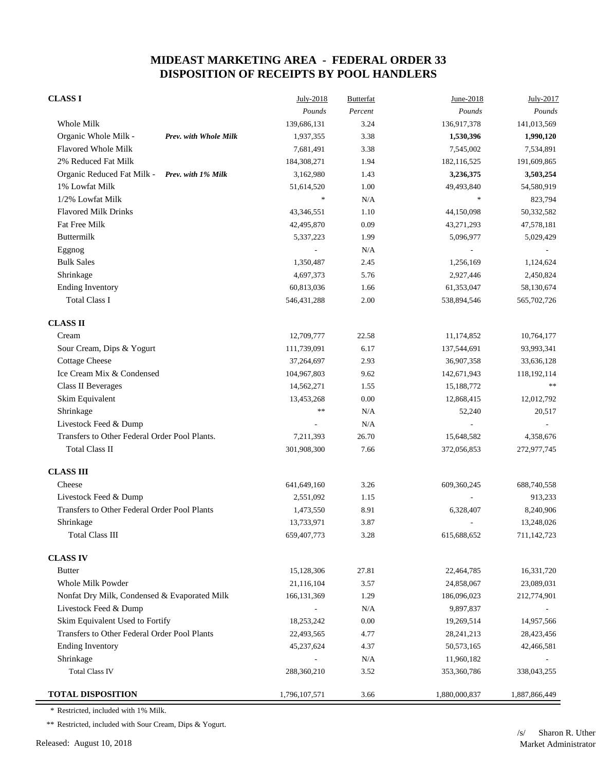# MIDEAST MARKETING AREA - FEDERAL ORDER 33
## DISPOSITION OF RECEIPTS BY POOL HANDLERS

| CLASS I | | July-2018 | Butterfat | June-2018 | July-2017 |
|---|---|---|---|---|---|
| | | *Pounds* | *Percent* | *Pounds* | *Pounds* |
| Whole Milk | | 139,686,131 | 3.24 | 136,917,378 | 141,013,569 |
| Organic Whole Milk - | ***Prev. with Whole Milk*** | 1,937,355 | 3.38 | **1,530,396** | **1,990,120** |
| Flavored Whole Milk | | 7,681,491 | 3.38 | 7,545,002 | 7,534,891 |
| 2% Reduced Fat Milk | | 184,308,271 | 1.94 | 182,116,525 | 191,609,865 |
| Organic Reduced Fat Milk - | ***Prev. with 1% Milk*** | 3,162,980 | 1.43 | **3,236,375** | **3,503,254** |
| 1% Lowfat Milk | | 51,614,520 | 1.00 | 49,493,840 | 54,580,919 |
| 1/2% Lowfat Milk | | * | N/A | * | 823,794 |
| Flavored Milk Drinks | | 43,346,551 | 1.10 | 44,150,098 | 50,332,582 |
| Fat Free Milk | | 42,495,870 | 0.09 | 43,271,293 | 47,578,181 |
| Buttermilk | | 5,337,223 | 1.99 | 5,096,977 | 5,029,429 |
| Eggnog | | - | N/A | - | - |
| Bulk Sales | | 1,350,487 | 2.45 | 1,256,169 | 1,124,624 |
| Shrinkage | | 4,697,373 | 5.76 | 2,927,446 | 2,450,824 |
| Ending Inventory | | 60,813,036 | 1.66 | 61,353,047 | 58,130,674 |
| Total Class I | | 546,431,288 | 2.00 | 538,894,546 | 565,702,726 |
| **CLASS II** | | | | | |
| Cream | | 12,709,777 | 22.58 | 11,174,852 | 10,764,177 |
| Sour Cream, Dips & Yogurt | | 111,739,091 | 6.17 | 137,544,691 | 93,993,341 |
| Cottage Cheese | | 37,264,697 | 2.93 | 36,907,358 | 33,636,128 |
| Ice Cream Mix & Condensed | | 104,967,803 | 9.62 | 142,671,943 | 118,192,114 |
| Class II Beverages | | 14,562,271 | 1.55 | 15,188,772 | ** |
| Skim Equivalent | | 13,453,268 | 0.00 | 12,868,415 | 12,012,792 |
| Shrinkage | | ** | N/A | 52,240 | 20,517 |
| Livestock Feed & Dump | | - | N/A | - | - |
| Transfers to Other Federal Order Pool Plants. | | 7,211,393 | 26.70 | 15,648,582 | 4,358,676 |
| Total Class II | | 301,908,300 | 7.66 | 372,056,853 | 272,977,745 |
| **CLASS III** | | | | | |
| Cheese | | 641,649,160 | 3.26 | 609,360,245 | 688,740,558 |
| Livestock Feed & Dump | | 2,551,092 | 1.15 | - | 913,233 |
| Transfers to Other Federal Order Pool Plants | | 1,473,550 | 8.91 | 6,328,407 | 8,240,906 |
| Shrinkage | | 13,733,971 | 3.87 | - | 13,248,026 |
| Total Class III | | 659,407,773 | 3.28 | 615,688,652 | 711,142,723 |
| **CLASS IV** | | | | | |
| Butter | | 15,128,306 | 27.81 | 22,464,785 | 16,331,720 |
| Whole Milk Powder | | 21,116,104 | 3.57 | 24,858,067 | 23,089,031 |
| Nonfat Dry Milk, Condensed & Evaporated Milk | | 166,131,369 | 1.29 | 186,096,023 | 212,774,901 |
| Livestock Feed & Dump | | - | N/A | 9,897,837 | - |
| Skim Equivalent Used to Fortify | | 18,253,242 | 0.00 | 19,269,514 | 14,957,566 |
| Transfers to Other Federal Order Pool Plants | | 22,493,565 | 4.77 | 28,241,213 | 28,423,456 |
| Ending Inventory | | 45,237,624 | 4.37 | 50,573,165 | 42,466,581 |
| Shrinkage | | - | N/A | 11,960,182 | - |
| Total Class IV | | 288,360,210 | 3.52 | 353,360,786 | 338,043,255 |
| **TOTAL DISPOSITION** | | 1,796,107,571 | 3.66 | 1,880,000,837 | 1,887,866,449 |

\* Restricted, included with 1% Milk.

\*\* Restricted, included with Sour Cream, Dips & Yogurt.

Released: August 10, 2018

/s/ Sharon R. Uther
Market Administrator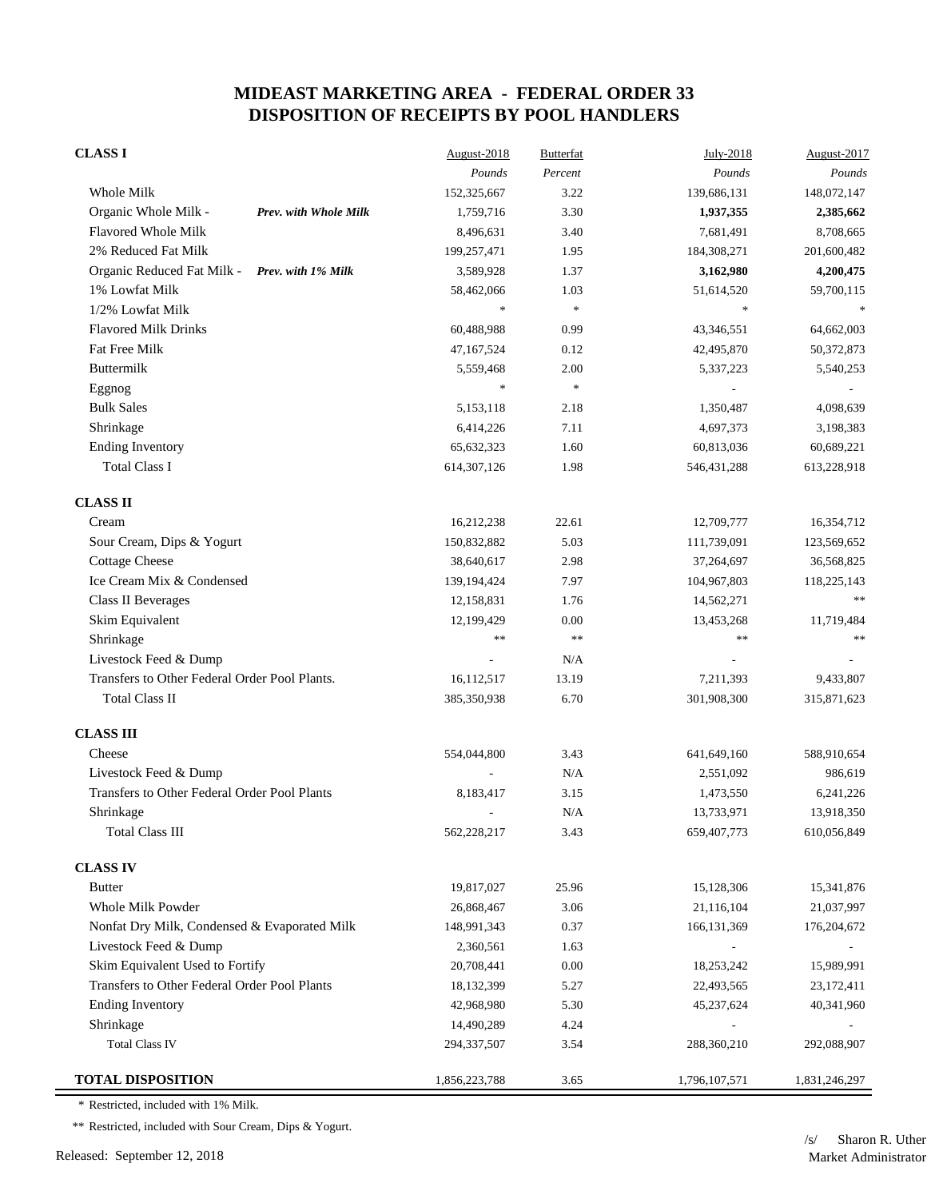# MIDEAST MARKETING AREA - FEDERAL ORDER 33
# DISPOSITION OF RECEIPTS BY POOL HANDLERS

| | August-2018 | Butterfat | July-2018 | August-2017 |
|---|---|---|---|---|
| | *Pounds* | *Percent* | *Pounds* | *Pounds* |
| **CLASS I** | | | | |
| Whole Milk | 152,325,667 | 3.22 | 139,686,131 | 148,072,147 |
| Organic Whole Milk - ***Prev. with Whole Milk*** | 1,759,716 | 3.30 | **1,937,355** | **2,385,662** |
| Flavored Whole Milk | 8,496,631 | 3.40 | 7,681,491 | 8,708,665 |
| 2% Reduced Fat Milk | 199,257,471 | 1.95 | 184,308,271 | 201,600,482 |
| Organic Reduced Fat Milk - ***Prev. with 1% Milk*** | 3,589,928 | 1.37 | **3,162,980** | **4,200,475** |
| 1% Lowfat Milk | 58,462,066 | 1.03 | 51,614,520 | 59,700,115 |
| 1/2% Lowfat Milk | * | * | * | * |
| Flavored Milk Drinks | 60,488,988 | 0.99 | 43,346,551 | 64,662,003 |
| Fat Free Milk | 47,167,524 | 0.12 | 42,495,870 | 50,372,873 |
| Buttermilk | 5,559,468 | 2.00 | 5,337,223 | 5,540,253 |
| Eggnog | * | * | - | - |
| Bulk Sales | 5,153,118 | 2.18 | 1,350,487 | 4,098,639 |
| Shrinkage | 6,414,226 | 7.11 | 4,697,373 | 3,198,383 |
| Ending Inventory | 65,632,323 | 1.60 | 60,813,036 | 60,689,221 |
| Total Class I | 614,307,126 | 1.98 | 546,431,288 | 613,228,918 |
| **CLASS II** | | | | |
| Cream | 16,212,238 | 22.61 | 12,709,777 | 16,354,712 |
| Sour Cream, Dips & Yogurt | 150,832,882 | 5.03 | 111,739,091 | 123,569,652 |
| Cottage Cheese | 38,640,617 | 2.98 | 37,264,697 | 36,568,825 |
| Ice Cream Mix & Condensed | 139,194,424 | 7.97 | 104,967,803 | 118,225,143 |
| Class II Beverages | 12,158,831 | 1.76 | 14,562,271 | ** |
| Skim Equivalent | 12,199,429 | 0.00 | 13,453,268 | 11,719,484 |
| Shrinkage | ** | ** | ** | ** |
| Livestock Feed & Dump | - | N/A | - | - |
| Transfers to Other Federal Order Pool Plants. | 16,112,517 | 13.19 | 7,211,393 | 9,433,807 |
| Total Class II | 385,350,938 | 6.70 | 301,908,300 | 315,871,623 |
| **CLASS III** | | | | |
| Cheese | 554,044,800 | 3.43 | 641,649,160 | 588,910,654 |
| Livestock Feed & Dump | - | N/A | 2,551,092 | 986,619 |
| Transfers to Other Federal Order Pool Plants | 8,183,417 | 3.15 | 1,473,550 | 6,241,226 |
| Shrinkage | - | N/A | 13,733,971 | 13,918,350 |
| Total Class III | 562,228,217 | 3.43 | 659,407,773 | 610,056,849 |
| **CLASS IV** | | | | |
| Butter | 19,817,027 | 25.96 | 15,128,306 | 15,341,876 |
| Whole Milk Powder | 26,868,467 | 3.06 | 21,116,104 | 21,037,997 |
| Nonfat Dry Milk, Condensed & Evaporated Milk | 148,991,343 | 0.37 | 166,131,369 | 176,204,672 |
| Livestock Feed & Dump | 2,360,561 | 1.63 | - | - |
| Skim Equivalent Used to Fortify | 20,708,441 | 0.00 | 18,253,242 | 15,989,991 |
| Transfers to Other Federal Order Pool Plants | 18,132,399 | 5.27 | 22,493,565 | 23,172,411 |
| Ending Inventory | 42,968,980 | 5.30 | 45,237,624 | 40,341,960 |
| Shrinkage | 14,490,289 | 4.24 | - | - |
| Total Class IV | 294,337,507 | 3.54 | 288,360,210 | 292,088,907 |
| **TOTAL DISPOSITION** | 1,856,223,788 | 3.65 | 1,796,107,571 | 1,831,246,297 |

\* Restricted, included with 1% Milk.

\*\* Restricted, included with Sour Cream, Dips & Yogurt.

Released: September 12, 2018

/s/ Sharon R. Uther
Market Administrator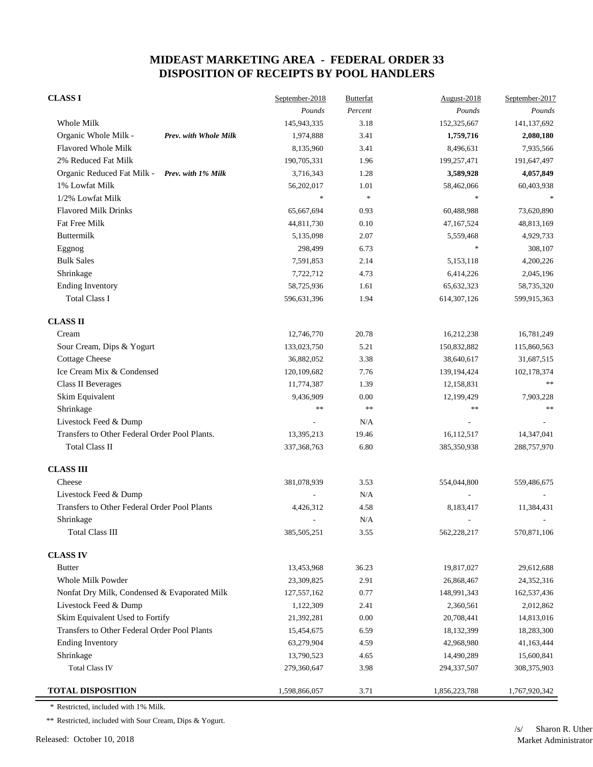# MIDEAST MARKETING AREA - FEDERAL ORDER 33
# DISPOSITION OF RECEIPTS BY POOL HANDLERS

| | September-2018 | Butterfat | August-2018 | September-2017 |
|---|---|---|---|---|
| | *Pounds* | *Percent* | *Pounds* | *Pounds* |
| **CLASS I** | | | | |
| Whole Milk | 145,943,335 | 3.18 | 152,325,667 | 141,137,692 |
| Organic Whole Milk - ***Prev. with Whole Milk*** | 1,974,888 | 3.41 | **1,759,716** | **2,080,180** |
| Flavored Whole Milk | 8,135,960 | 3.41 | 8,496,631 | 7,935,566 |
| 2% Reduced Fat Milk | 190,705,331 | 1.96 | 199,257,471 | 191,647,497 |
| Organic Reduced Fat Milk - ***Prev. with 1% Milk*** | 3,716,343 | 1.28 | **3,589,928** | **4,057,849** |
| 1% Lowfat Milk | 56,202,017 | 1.01 | 58,462,066 | 60,403,938 |
| 1/2% Lowfat Milk | * | * | * | * |
| Flavored Milk Drinks | 65,667,694 | 0.93 | 60,488,988 | 73,620,890 |
| Fat Free Milk | 44,811,730 | 0.10 | 47,167,524 | 48,813,169 |
| Buttermilk | 5,135,098 | 2.07 | 5,559,468 | 4,929,733 |
| Eggnog | 298,499 | 6.73 | * | 308,107 |
| Bulk Sales | 7,591,853 | 2.14 | 5,153,118 | 4,200,226 |
| Shrinkage | 7,722,712 | 4.73 | 6,414,226 | 2,045,196 |
| Ending Inventory | 58,725,936 | 1.61 | 65,632,323 | 58,735,320 |
| Total Class I | 596,631,396 | 1.94 | 614,307,126 | 599,915,363 |
| **CLASS II** | | | | |
| Cream | 12,746,770 | 20.78 | 16,212,238 | 16,781,249 |
| Sour Cream, Dips & Yogurt | 133,023,750 | 5.21 | 150,832,882 | 115,860,563 |
| Cottage Cheese | 36,882,052 | 3.38 | 38,640,617 | 31,687,515 |
| Ice Cream Mix & Condensed | 120,109,682 | 7.76 | 139,194,424 | 102,178,374 |
| Class II Beverages | 11,774,387 | 1.39 | 12,158,831 | ** |
| Skim Equivalent | 9,436,909 | 0.00 | 12,199,429 | 7,903,228 |
| Shrinkage | ** | ** | ** | ** |
| Livestock Feed & Dump | - | N/A | - | - |
| Transfers to Other Federal Order Pool Plants. | 13,395,213 | 19.46 | 16,112,517 | 14,347,041 |
| Total Class II | 337,368,763 | 6.80 | 385,350,938 | 288,757,970 |
| **CLASS III** | | | | |
| Cheese | 381,078,939 | 3.53 | 554,044,800 | 559,486,675 |
| Livestock Feed & Dump | - | N/A | - | - |
| Transfers to Other Federal Order Pool Plants | 4,426,312 | 4.58 | 8,183,417 | 11,384,431 |
| Shrinkage | - | N/A | - | - |
| Total Class III | 385,505,251 | 3.55 | 562,228,217 | 570,871,106 |
| **CLASS IV** | | | | |
| Butter | 13,453,968 | 36.23 | 19,817,027 | 29,612,688 |
| Whole Milk Powder | 23,309,825 | 2.91 | 26,868,467 | 24,352,316 |
| Nonfat Dry Milk, Condensed & Evaporated Milk | 127,557,162 | 0.77 | 148,991,343 | 162,537,436 |
| Livestock Feed & Dump | 1,122,309 | 2.41 | 2,360,561 | 2,012,862 |
| Skim Equivalent Used to Fortify | 21,392,281 | 0.00 | 20,708,441 | 14,813,016 |
| Transfers to Other Federal Order Pool Plants | 15,454,675 | 6.59 | 18,132,399 | 18,283,300 |
| Ending Inventory | 63,279,904 | 4.59 | 42,968,980 | 41,163,444 |
| Shrinkage | 13,790,523 | 4.65 | 14,490,289 | 15,600,841 |
| Total Class IV | 279,360,647 | 3.98 | 294,337,507 | 308,375,903 |
| **TOTAL DISPOSITION** | 1,598,866,057 | 3.71 | 1,856,223,788 | 1,767,920,342 |

\* Restricted, included with 1% Milk.

\*\* Restricted, included with Sour Cream, Dips & Yogurt.

Released: October 10, 2018

/s/ Sharon R. Uther
Market Administrator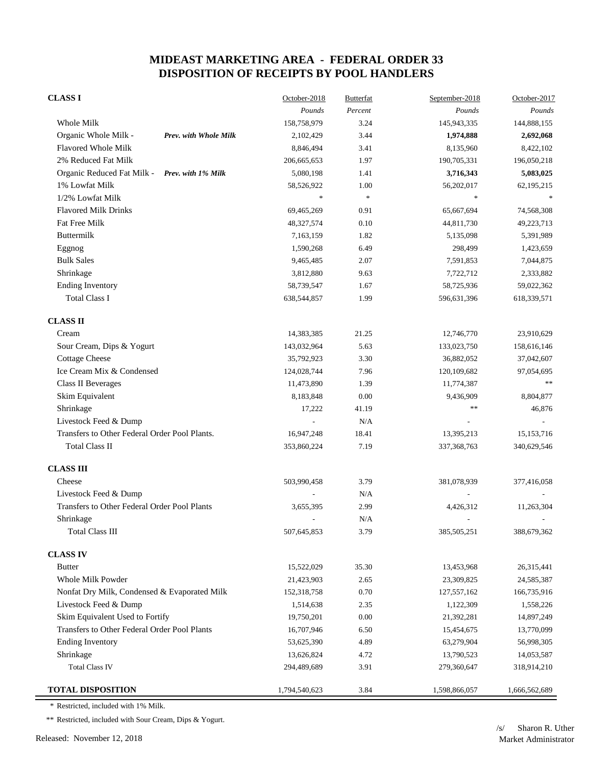# MIDEAST MARKETING AREA - FEDERAL ORDER 33
# DISPOSITION OF RECEIPTS BY POOL HANDLERS

| | October-2018 | Butterfat | September-2018 | October-2017 |
|---|---|---|---|---|
| **CLASS I** | *Pounds* | *Percent* | *Pounds* | *Pounds* |
| Whole Milk | 158,758,979 | 3.24 | 145,943,335 | 144,888,155 |
| Organic Whole Milk - ***Prev. with Whole Milk*** | 2,102,429 | 3.44 | **1,974,888** | **2,692,068** |
| Flavored Whole Milk | 8,846,494 | 3.41 | 8,135,960 | 8,422,102 |
| 2% Reduced Fat Milk | 206,665,653 | 1.97 | 190,705,331 | 196,050,218 |
| Organic Reduced Fat Milk - ***Prev. with 1% Milk*** | 5,080,198 | 1.41 | **3,716,343** | **5,083,025** |
| 1% Lowfat Milk | 58,526,922 | 1.00 | 56,202,017 | 62,195,215 |
| 1/2% Lowfat Milk | * | * | * | * |
| Flavored Milk Drinks | 69,465,269 | 0.91 | 65,667,694 | 74,568,308 |
| Fat Free Milk | 48,327,574 | 0.10 | 44,811,730 | 49,223,713 |
| Buttermilk | 7,163,159 | 1.82 | 5,135,098 | 5,391,989 |
| Eggnog | 1,590,268 | 6.49 | 298,499 | 1,423,659 |
| Bulk Sales | 9,465,485 | 2.07 | 7,591,853 | 7,044,875 |
| Shrinkage | 3,812,880 | 9.63 | 7,722,712 | 2,333,882 |
| Ending Inventory | 58,739,547 | 1.67 | 58,725,936 | 59,022,362 |
| Total Class I | 638,544,857 | 1.99 | 596,631,396 | 618,339,571 |
| **CLASS II** | | | | |
| Cream | 14,383,385 | 21.25 | 12,746,770 | 23,910,629 |
| Sour Cream, Dips & Yogurt | 143,032,964 | 5.63 | 133,023,750 | 158,616,146 |
| Cottage Cheese | 35,792,923 | 3.30 | 36,882,052 | 37,042,607 |
| Ice Cream Mix & Condensed | 124,028,744 | 7.96 | 120,109,682 | 97,054,695 |
| Class II Beverages | 11,473,890 | 1.39 | 11,774,387 | ** |
| Skim Equivalent | 8,183,848 | 0.00 | 9,436,909 | 8,804,877 |
| Shrinkage | 17,222 | 41.19 | ** | 46,876 |
| Livestock Feed & Dump | - | N/A | - | - |
| Transfers to Other Federal Order Pool Plants. | 16,947,248 | 18.41 | 13,395,213 | 15,153,716 |
| Total Class II | 353,860,224 | 7.19 | 337,368,763 | 340,629,546 |
| **CLASS III** | | | | |
| Cheese | 503,990,458 | 3.79 | 381,078,939 | 377,416,058 |
| Livestock Feed & Dump | - | N/A | - | - |
| Transfers to Other Federal Order Pool Plants | 3,655,395 | 2.99 | 4,426,312 | 11,263,304 |
| Shrinkage | - | N/A | - | - |
| Total Class III | 507,645,853 | 3.79 | 385,505,251 | 388,679,362 |
| **CLASS IV** | | | | |
| Butter | 15,522,029 | 35.30 | 13,453,968 | 26,315,441 |
| Whole Milk Powder | 21,423,903 | 2.65 | 23,309,825 | 24,585,387 |
| Nonfat Dry Milk, Condensed & Evaporated Milk | 152,318,758 | 0.70 | 127,557,162 | 166,735,916 |
| Livestock Feed & Dump | 1,514,638 | 2.35 | 1,122,309 | 1,558,226 |
| Skim Equivalent Used to Fortify | 19,750,201 | 0.00 | 21,392,281 | 14,897,249 |
| Transfers to Other Federal Order Pool Plants | 16,707,946 | 6.50 | 15,454,675 | 13,770,099 |
| Ending Inventory | 53,625,390 | 4.89 | 63,279,904 | 56,998,305 |
| Shrinkage | 13,626,824 | 4.72 | 13,790,523 | 14,053,587 |
| Total Class IV | 294,489,689 | 3.91 | 279,360,647 | 318,914,210 |
| **TOTAL DISPOSITION** | 1,794,540,623 | 3.84 | 1,598,866,057 | 1,666,562,689 |

\* Restricted, included with 1% Milk.

** Restricted, included with Sour Cream, Dips & Yogurt.

Released: November 12, 2018

/s/ Sharon R. Uther
Market Administrator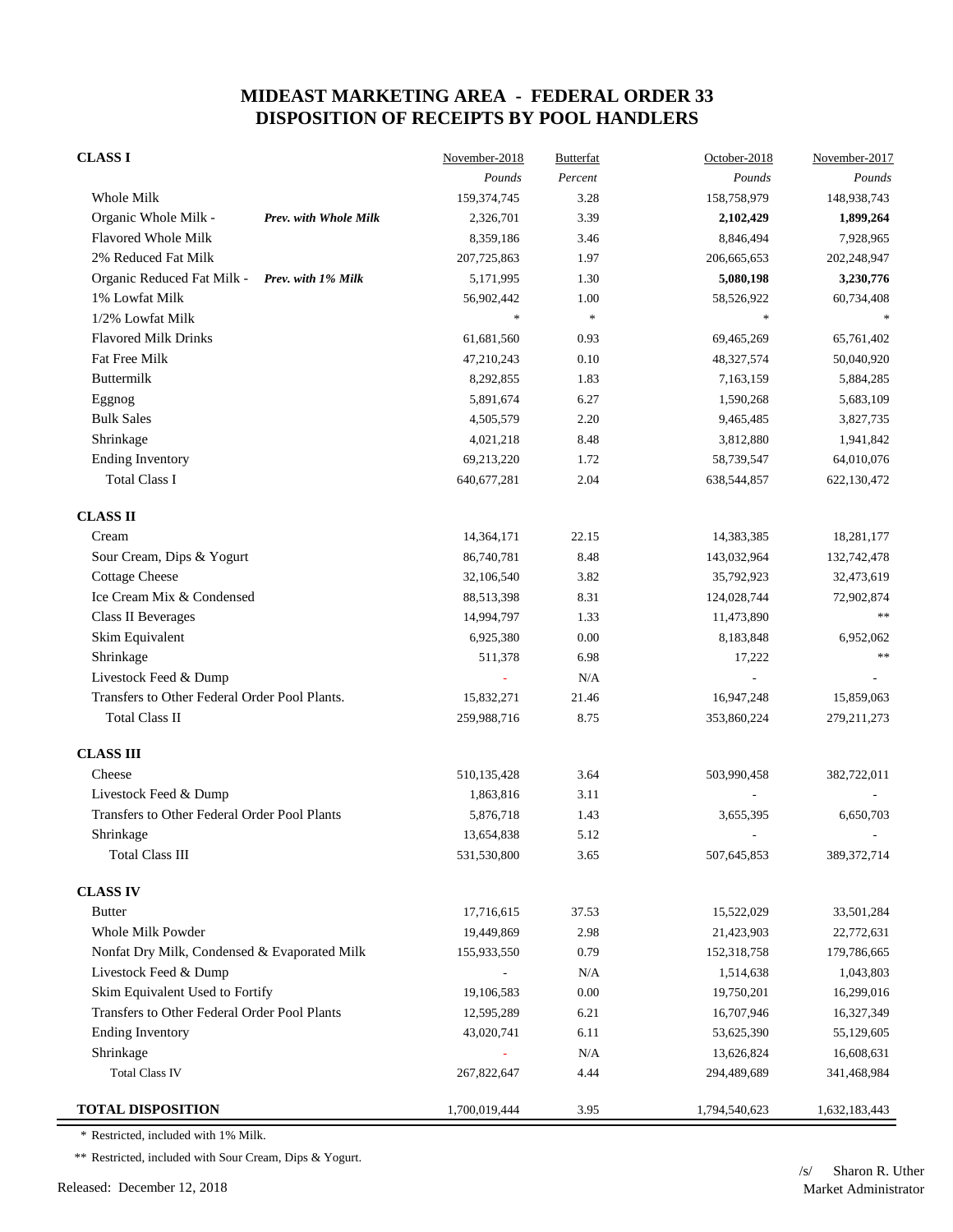# MIDEAST MARKETING AREA - FEDERAL ORDER 33
# DISPOSITION OF RECEIPTS BY POOL HANDLERS

| | November-2018 | Butterfat | October-2018 | November-2017 |
|---|---|---|---|---|
| | *Pounds* | *Percent* | *Pounds* | *Pounds* |
| **CLASS I** | | | | |
| Whole Milk | 159,374,745 | 3.28 | 158,758,979 | 148,938,743 |
| Organic Whole Milk - ***Prev. with Whole Milk*** | 2,326,701 | 3.39 | **2,102,429** | **1,899,264** |
| Flavored Whole Milk | 8,359,186 | 3.46 | 8,846,494 | 7,928,965 |
| 2% Reduced Fat Milk | 207,725,863 | 1.97 | 206,665,653 | 202,248,947 |
| Organic Reduced Fat Milk - ***Prev. with 1% Milk*** | 5,171,995 | 1.30 | **5,080,198** | **3,230,776** |
| 1% Lowfat Milk | 56,902,442 | 1.00 | 58,526,922 | 60,734,408 |
| 1/2% Lowfat Milk | * | * | * | * |
| Flavored Milk Drinks | 61,681,560 | 0.93 | 69,465,269 | 65,761,402 |
| Fat Free Milk | 47,210,243 | 0.10 | 48,327,574 | 50,040,920 |
| Buttermilk | 8,292,855 | 1.83 | 7,163,159 | 5,884,285 |
| Eggnog | 5,891,674 | 6.27 | 1,590,268 | 5,683,109 |
| Bulk Sales | 4,505,579 | 2.20 | 9,465,485 | 3,827,735 |
| Shrinkage | 4,021,218 | 8.48 | 3,812,880 | 1,941,842 |
| Ending Inventory | 69,213,220 | 1.72 | 58,739,547 | 64,010,076 |
| Total Class I | 640,677,281 | 2.04 | 638,544,857 | 622,130,472 |
| **CLASS II** | | | | |
| Cream | 14,364,171 | 22.15 | 14,383,385 | 18,281,177 |
| Sour Cream, Dips & Yogurt | 86,740,781 | 8.48 | 143,032,964 | 132,742,478 |
| Cottage Cheese | 32,106,540 | 3.82 | 35,792,923 | 32,473,619 |
| Ice Cream Mix & Condensed | 88,513,398 | 8.31 | 124,028,744 | 72,902,874 |
| Class II Beverages | 14,994,797 | 1.33 | 11,473,890 | ** |
| Skim Equivalent | 6,925,380 | 0.00 | 8,183,848 | 6,952,062 |
| Shrinkage | 511,378 | 6.98 | 17,222 | ** |
| Livestock Feed & Dump | - | N/A | - | - |
| Transfers to Other Federal Order Pool Plants. | 15,832,271 | 21.46 | 16,947,248 | 15,859,063 |
| Total Class II | 259,988,716 | 8.75 | 353,860,224 | 279,211,273 |
| **CLASS III** | | | | |
| Cheese | 510,135,428 | 3.64 | 503,990,458 | 382,722,011 |
| Livestock Feed & Dump | 1,863,816 | 3.11 | - | - |
| Transfers to Other Federal Order Pool Plants | 5,876,718 | 1.43 | 3,655,395 | 6,650,703 |
| Shrinkage | 13,654,838 | 5.12 | - | - |
| Total Class III | 531,530,800 | 3.65 | 507,645,853 | 389,372,714 |
| **CLASS IV** | | | | |
| Butter | 17,716,615 | 37.53 | 15,522,029 | 33,501,284 |
| Whole Milk Powder | 19,449,869 | 2.98 | 21,423,903 | 22,772,631 |
| Nonfat Dry Milk, Condensed & Evaporated Milk | 155,933,550 | 0.79 | 152,318,758 | 179,786,665 |
| Livestock Feed & Dump | - | N/A | 1,514,638 | 1,043,803 |
| Skim Equivalent Used to Fortify | 19,106,583 | 0.00 | 19,750,201 | 16,299,016 |
| Transfers to Other Federal Order Pool Plants | 12,595,289 | 6.21 | 16,707,946 | 16,327,349 |
| Ending Inventory | 43,020,741 | 6.11 | 53,625,390 | 55,129,605 |
| Shrinkage | - | N/A | 13,626,824 | 16,608,631 |
| Total Class IV | 267,822,647 | 4.44 | 294,489,689 | 341,468,984 |
| **TOTAL DISPOSITION** | 1,700,019,444 | 3.95 | 1,794,540,623 | 1,632,183,443 |

\* Restricted, included with 1% Milk.

** Restricted, included with Sour Cream, Dips & Yogurt.

Released: December 12, 2018

/s/ Sharon R. Uther
Market Administrator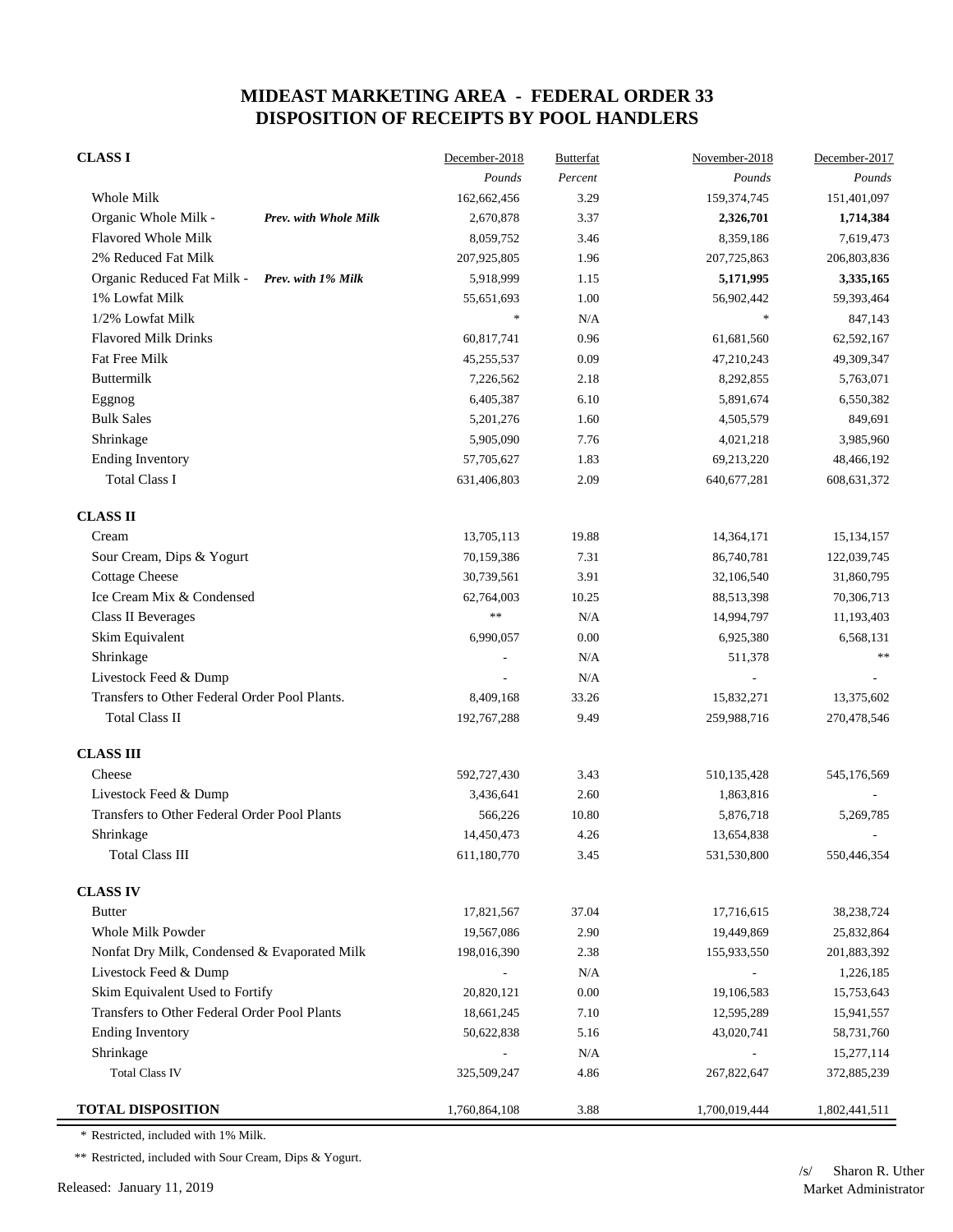# MIDEAST MARKETING AREA - FEDERAL ORDER 33
## DISPOSITION OF RECEIPTS BY POOL HANDLERS

| | | December-2018 | Butterfat | November-2018 | December-2017 |
|---|---|---|---|---|---|
| | | *Pounds* | *Percent* | *Pounds* | *Pounds* |
| **CLASS I** | | | | | |
| Whole Milk | | 162,662,456 | 3.29 | 159,374,745 | 151,401,097 |
| Organic Whole Milk - | ***Prev. with Whole Milk*** | 2,670,878 | 3.37 | **2,326,701** | **1,714,384** |
| Flavored Whole Milk | | 8,059,752 | 3.46 | 8,359,186 | 7,619,473 |
| 2% Reduced Fat Milk | | 207,925,805 | 1.96 | 207,725,863 | 206,803,836 |
| Organic Reduced Fat Milk - | ***Prev. with 1% Milk*** | 5,918,999 | 1.15 | **5,171,995** | **3,335,165** |
| 1% Lowfat Milk | | 55,651,693 | 1.00 | 56,902,442 | 59,393,464 |
| 1/2% Lowfat Milk | | * | N/A | * | 847,143 |
| Flavored Milk Drinks | | 60,817,741 | 0.96 | 61,681,560 | 62,592,167 |
| Fat Free Milk | | 45,255,537 | 0.09 | 47,210,243 | 49,309,347 |
| Buttermilk | | 7,226,562 | 2.18 | 8,292,855 | 5,763,071 |
| Eggnog | | 6,405,387 | 6.10 | 5,891,674 | 6,550,382 |
| Bulk Sales | | 5,201,276 | 1.60 | 4,505,579 | 849,691 |
| Shrinkage | | 5,905,090 | 7.76 | 4,021,218 | 3,985,960 |
| Ending Inventory | | 57,705,627 | 1.83 | 69,213,220 | 48,466,192 |
| Total Class I | | 631,406,803 | 2.09 | 640,677,281 | 608,631,372 |
| **CLASS II** | | | | | |
| Cream | | 13,705,113 | 19.88 | 14,364,171 | 15,134,157 |
| Sour Cream, Dips & Yogurt | | 70,159,386 | 7.31 | 86,740,781 | 122,039,745 |
| Cottage Cheese | | 30,739,561 | 3.91 | 32,106,540 | 31,860,795 |
| Ice Cream Mix & Condensed | | 62,764,003 | 10.25 | 88,513,398 | 70,306,713 |
| Class II Beverages | | ** | N/A | 14,994,797 | 11,193,403 |
| Skim Equivalent | | 6,990,057 | 0.00 | 6,925,380 | 6,568,131 |
| Shrinkage | | - | N/A | 511,378 | ** |
| Livestock Feed & Dump | | - | N/A | - | - |
| Transfers to Other Federal Order Pool Plants. | | 8,409,168 | 33.26 | 15,832,271 | 13,375,602 |
| Total Class II | | 192,767,288 | 9.49 | 259,988,716 | 270,478,546 |
| **CLASS III** | | | | | |
| Cheese | | 592,727,430 | 3.43 | 510,135,428 | 545,176,569 |
| Livestock Feed & Dump | | 3,436,641 | 2.60 | 1,863,816 | - |
| Transfers to Other Federal Order Pool Plants | | 566,226 | 10.80 | 5,876,718 | 5,269,785 |
| Shrinkage | | 14,450,473 | 4.26 | 13,654,838 | - |
| Total Class III | | 611,180,770 | 3.45 | 531,530,800 | 550,446,354 |
| **CLASS IV** | | | | | |
| Butter | | 17,821,567 | 37.04 | 17,716,615 | 38,238,724 |
| Whole Milk Powder | | 19,567,086 | 2.90 | 19,449,869 | 25,832,864 |
| Nonfat Dry Milk, Condensed & Evaporated Milk | | 198,016,390 | 2.38 | 155,933,550 | 201,883,392 |
| Livestock Feed & Dump | | - | N/A | - | 1,226,185 |
| Skim Equivalent Used to Fortify | | 20,820,121 | 0.00 | 19,106,583 | 15,753,643 |
| Transfers to Other Federal Order Pool Plants | | 18,661,245 | 7.10 | 12,595,289 | 15,941,557 |
| Ending Inventory | | 50,622,838 | 5.16 | 43,020,741 | 58,731,760 |
| Shrinkage | | - | N/A | - | 15,277,114 |
| Total Class IV | | 325,509,247 | 4.86 | 267,822,647 | 372,885,239 |
| **TOTAL DISPOSITION** | | 1,760,864,108 | 3.88 | 1,700,019,444 | 1,802,441,511 |

\* Restricted, included with 1% Milk.

\** Restricted, included with Sour Cream, Dips & Yogurt.

Released: January 11, 2019

/s/ Sharon R. Uther
Market Administrator